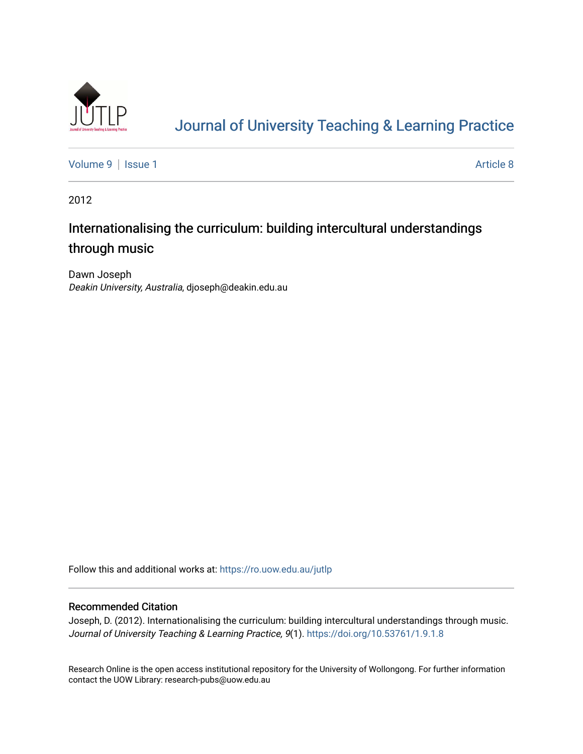# Journal of University Teaching & Learning Practice

Volume 9 | Issue 1 | Article 8

2012

## Internationalising the curriculum: building intercultural understandings through music

Dawn Joseph
*Deakin University, Australia*, djoseph@deakin.edu.au

Follow this and additional works at: https://ro.uow.edu.au/jutlp

### Recommended Citation

Joseph, D. (2012). Internationalising the curriculum: building intercultural understandings through music. *Journal of University Teaching & Learning Practice, 9*(1). https://doi.org/10.53761/1.9.1.8

Research Online is the open access institutional repository for the University of Wollongong. For further information contact the UOW Library: research-pubs@uow.edu.au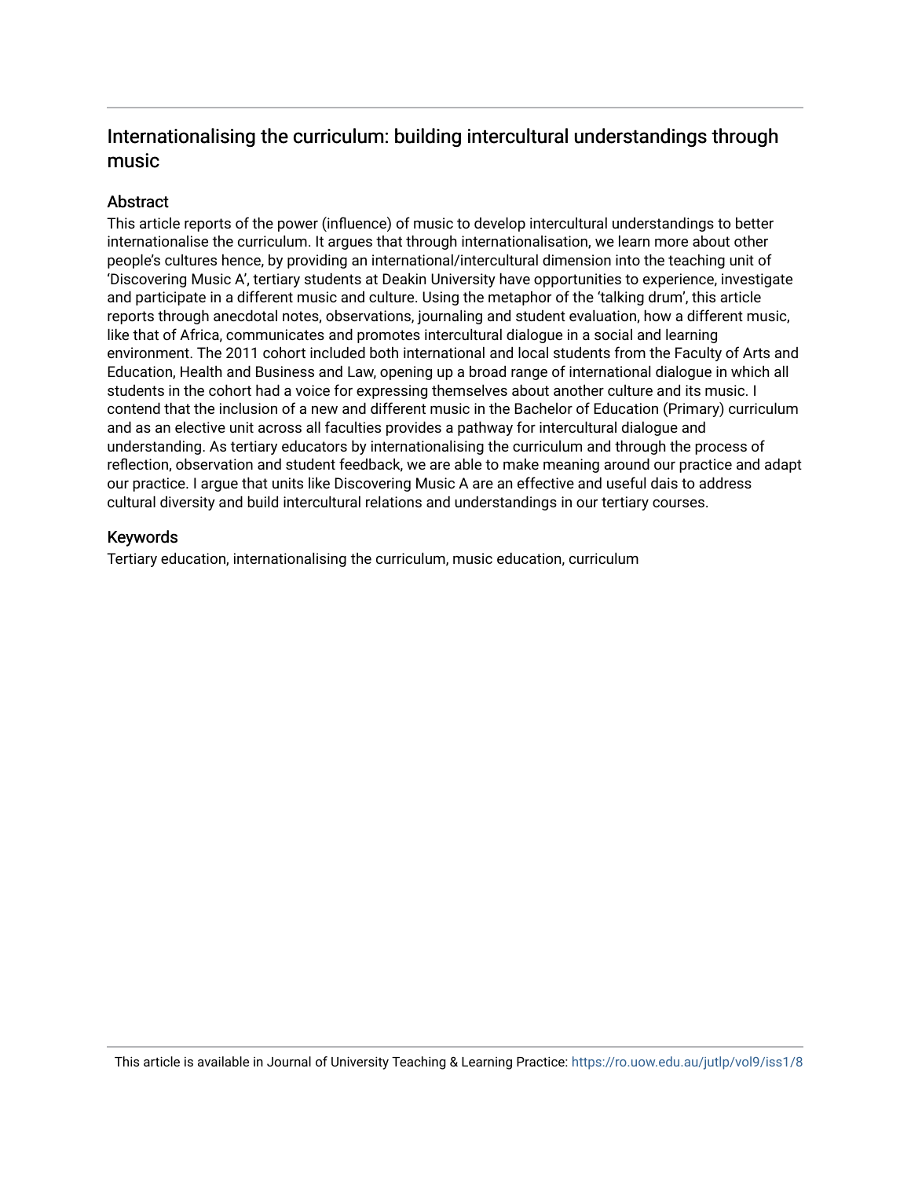# Internationalising the curriculum: building intercultural understandings through music

## Abstract

This article reports of the power (influence) of music to develop intercultural understandings to better internationalise the curriculum. It argues that through internationalisation, we learn more about other people's cultures hence, by providing an international/intercultural dimension into the teaching unit of 'Discovering Music A', tertiary students at Deakin University have opportunities to experience, investigate and participate in a different music and culture. Using the metaphor of the 'talking drum', this article reports through anecdotal notes, observations, journaling and student evaluation, how a different music, like that of Africa, communicates and promotes intercultural dialogue in a social and learning environment. The 2011 cohort included both international and local students from the Faculty of Arts and Education, Health and Business and Law, opening up a broad range of international dialogue in which all students in the cohort had a voice for expressing themselves about another culture and its music. I contend that the inclusion of a new and different music in the Bachelor of Education (Primary) curriculum and as an elective unit across all faculties provides a pathway for intercultural dialogue and understanding. As tertiary educators by internationalising the curriculum and through the process of reflection, observation and student feedback, we are able to make meaning around our practice and adapt our practice. I argue that units like Discovering Music A are an effective and useful dais to address cultural diversity and build intercultural relations and understandings in our tertiary courses.

## Keywords

Tertiary education, internationalising the curriculum, music education, curriculum

This article is available in Journal of University Teaching & Learning Practice: https://ro.uow.edu.au/jutlp/vol9/iss1/8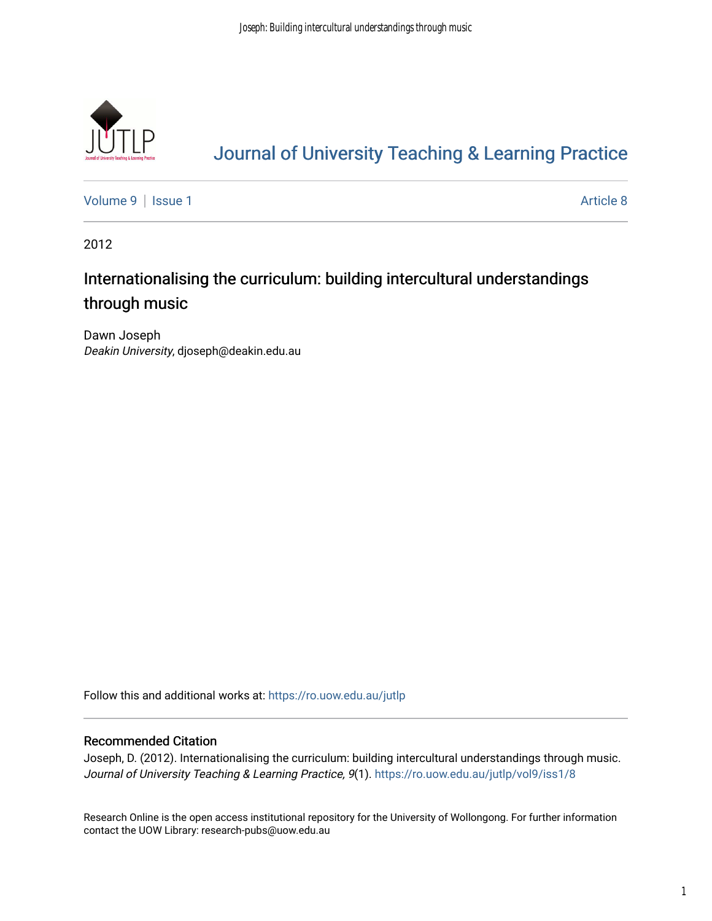# Journal of University Teaching & Learning Practice

Volume 9 | Issue 1 Article 8

2012

## Internationalising the curriculum: building intercultural understandings through music

Dawn Joseph
*Deakin University*, djoseph@deakin.edu.au

Follow this and additional works at: https://ro.uow.edu.au/jutlp

### Recommended Citation

Joseph, D. (2012). Internationalising the curriculum: building intercultural understandings through music. *Journal of University Teaching & Learning Practice, 9*(1). https://ro.uow.edu.au/jutlp/vol9/iss1/8

Research Online is the open access institutional repository for the University of Wollongong. For further information contact the UOW Library: research-pubs@uow.edu.au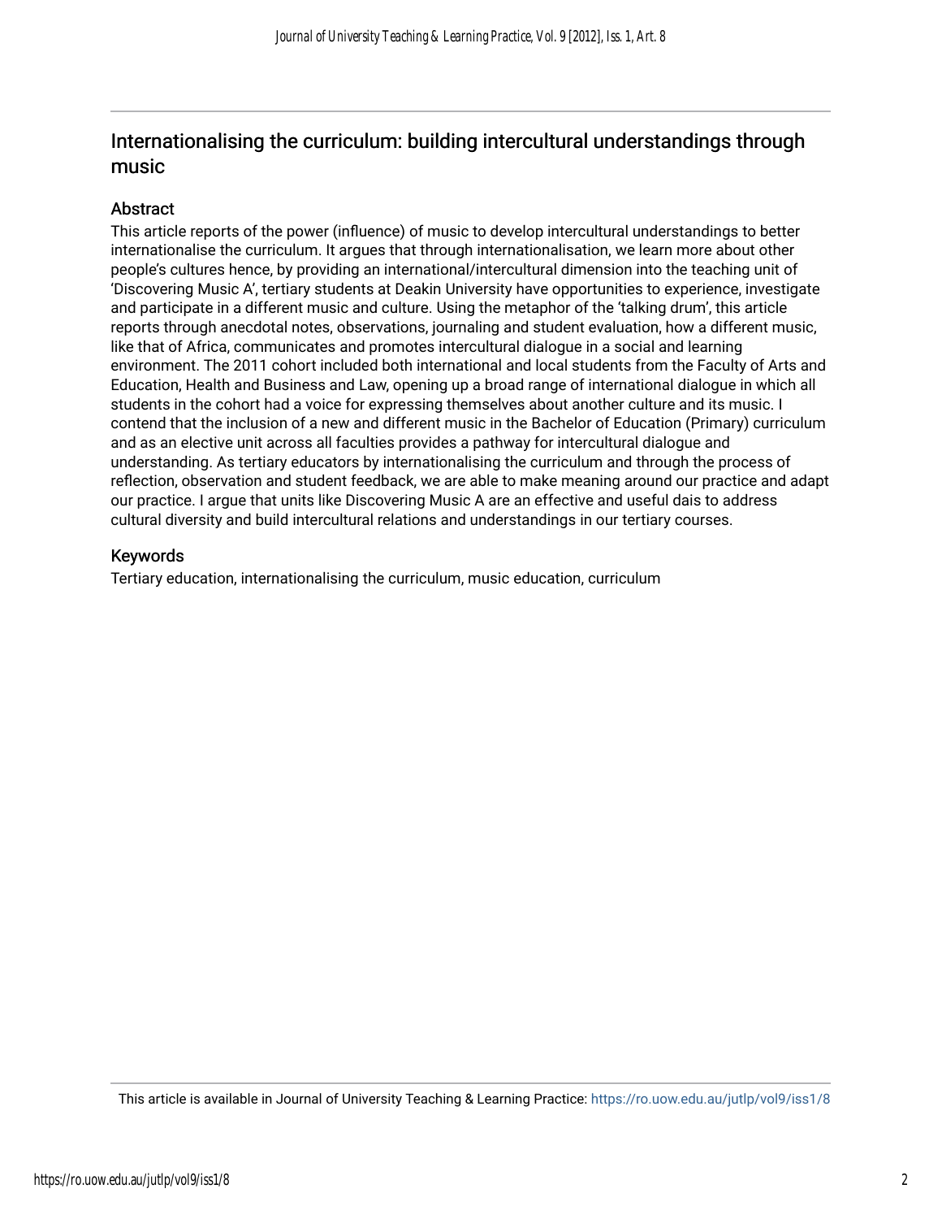# Internationalising the curriculum: building intercultural understandings through music

## Abstract

This article reports of the power (influence) of music to develop intercultural understandings to better internationalise the curriculum. It argues that through internationalisation, we learn more about other people's cultures hence, by providing an international/intercultural dimension into the teaching unit of 'Discovering Music A', tertiary students at Deakin University have opportunities to experience, investigate and participate in a different music and culture. Using the metaphor of the 'talking drum', this article reports through anecdotal notes, observations, journaling and student evaluation, how a different music, like that of Africa, communicates and promotes intercultural dialogue in a social and learning environment. The 2011 cohort included both international and local students from the Faculty of Arts and Education, Health and Business and Law, opening up a broad range of international dialogue in which all students in the cohort had a voice for expressing themselves about another culture and its music. I contend that the inclusion of a new and different music in the Bachelor of Education (Primary) curriculum and as an elective unit across all faculties provides a pathway for intercultural dialogue and understanding. As tertiary educators by internationalising the curriculum and through the process of reflection, observation and student feedback, we are able to make meaning around our practice and adapt our practice. I argue that units like Discovering Music A are an effective and useful dais to address cultural diversity and build intercultural relations and understandings in our tertiary courses.

## Keywords

Tertiary education, internationalising the curriculum, music education, curriculum

This article is available in Journal of University Teaching & Learning Practice: https://ro.uow.edu.au/jutlp/vol9/iss1/8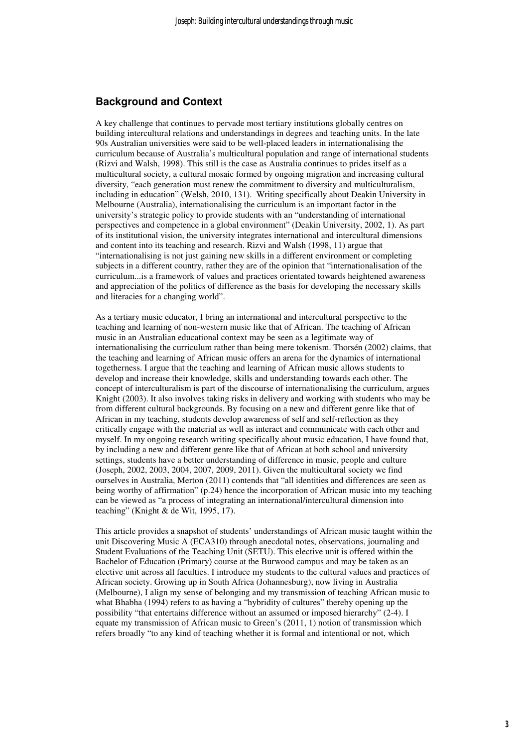## Background and Context

A key challenge that continues to pervade most tertiary institutions globally centres on building intercultural relations and understandings in degrees and teaching units. In the late 90s Australian universities were said to be well-placed leaders in internationalising the curriculum because of Australia's multicultural population and range of international students (Rizvi and Walsh, 1998). This still is the case as Australia continues to prides itself as a multicultural society, a cultural mosaic formed by ongoing migration and increasing cultural diversity, "each generation must renew the commitment to diversity and multiculturalism, including in education" (Welsh, 2010, 131). Writing specifically about Deakin University in Melbourne (Australia), internationalising the curriculum is an important factor in the university's strategic policy to provide students with an "understanding of international perspectives and competence in a global environment" (Deakin University, 2002, 1). As part of its institutional vision, the university integrates international and intercultural dimensions and content into its teaching and research. Rizvi and Walsh (1998, 11) argue that "internationalising is not just gaining new skills in a different environment or completing subjects in a different country, rather they are of the opinion that "internationalisation of the curriculum...is a framework of values and practices orientated towards heightened awareness and appreciation of the politics of difference as the basis for developing the necessary skills and literacies for a changing world".

As a tertiary music educator, I bring an international and intercultural perspective to the teaching and learning of non-western music like that of African. The teaching of African music in an Australian educational context may be seen as a legitimate way of internationalising the curriculum rather than being mere tokenism. Thorsén (2002) claims, that the teaching and learning of African music offers an arena for the dynamics of international togetherness. I argue that the teaching and learning of African music allows students to develop and increase their knowledge, skills and understanding towards each other. The concept of interculturalism is part of the discourse of internationalising the curriculum, argues Knight (2003). It also involves taking risks in delivery and working with students who may be from different cultural backgrounds. By focusing on a new and different genre like that of African in my teaching, students develop awareness of self and self-reflection as they critically engage with the material as well as interact and communicate with each other and myself. In my ongoing research writing specifically about music education, I have found that, by including a new and different genre like that of African at both school and university settings, students have a better understanding of difference in music, people and culture (Joseph, 2002, 2003, 2004, 2007, 2009, 2011). Given the multicultural society we find ourselves in Australia, Merton (2011) contends that "all identities and differences are seen as being worthy of affirmation" (p.24) hence the incorporation of African music into my teaching can be viewed as "a process of integrating an international/intercultural dimension into teaching" (Knight & de Wit, 1995, 17).

This article provides a snapshot of students' understandings of African music taught within the unit Discovering Music A (ECA310) through anecdotal notes, observations, journaling and Student Evaluations of the Teaching Unit (SETU). This elective unit is offered within the Bachelor of Education (Primary) course at the Burwood campus and may be taken as an elective unit across all faculties. I introduce my students to the cultural values and practices of African society. Growing up in South Africa (Johannesburg), now living in Australia (Melbourne), I align my sense of belonging and my transmission of teaching African music to what Bhabha (1994) refers to as having a "hybridity of cultures" thereby opening up the possibility "that entertains difference without an assumed or imposed hierarchy" (2-4). I equate my transmission of African music to Green's (2011, 1) notion of transmission which refers broadly "to any kind of teaching whether it is formal and intentional or not, which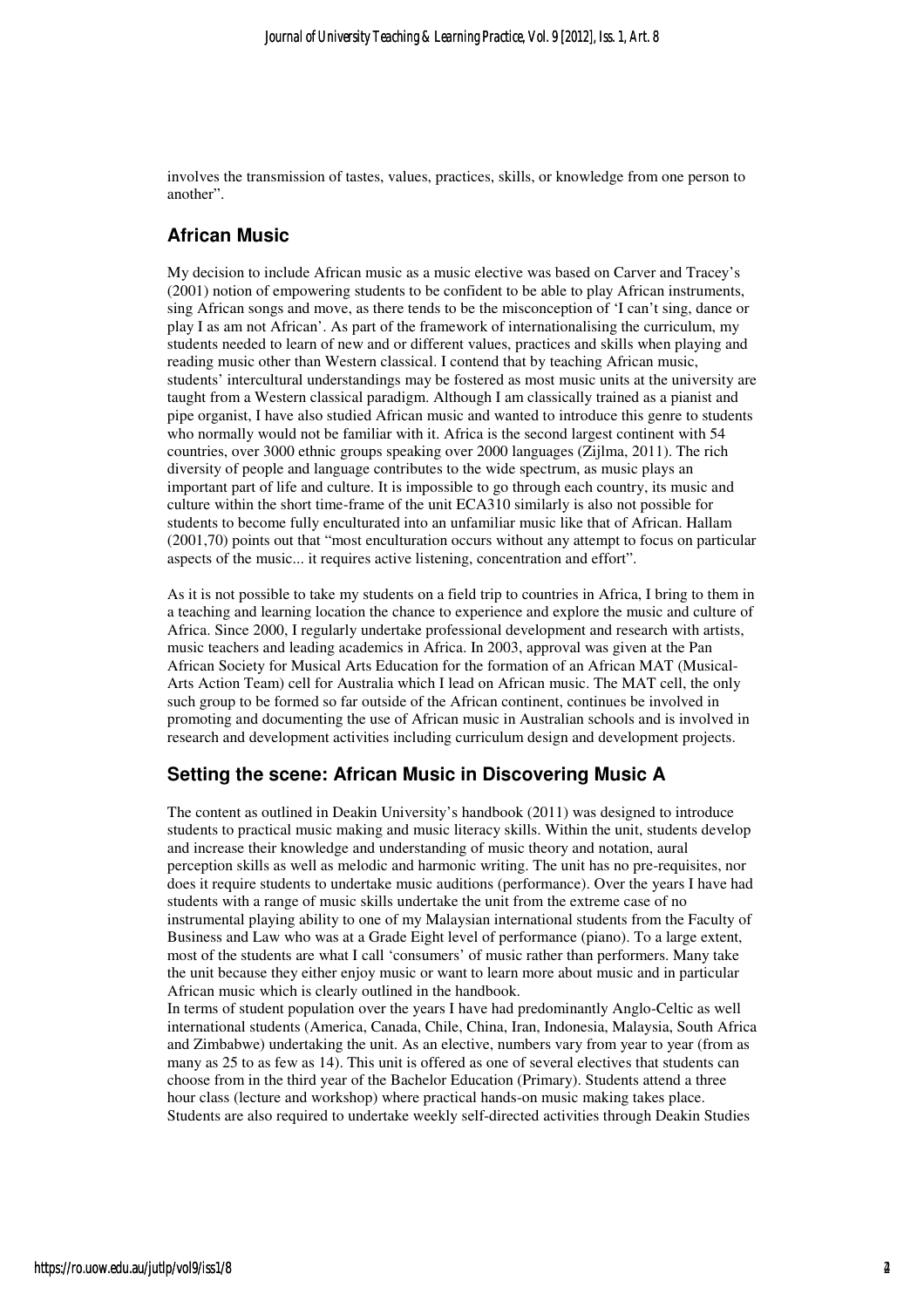involves the transmission of tastes, values, practices, skills, or knowledge from one person to another".

## African Music

My decision to include African music as a music elective was based on Carver and Tracey's (2001) notion of empowering students to be confident to be able to play African instruments, sing African songs and move, as there tends to be the misconception of 'I can't sing, dance or play I as am not African'. As part of the framework of internationalising the curriculum, my students needed to learn of new and or different values, practices and skills when playing and reading music other than Western classical. I contend that by teaching African music, students' intercultural understandings may be fostered as most music units at the university are taught from a Western classical paradigm. Although I am classically trained as a pianist and pipe organist, I have also studied African music and wanted to introduce this genre to students who normally would not be familiar with it. Africa is the second largest continent with 54 countries, over 3000 ethnic groups speaking over 2000 languages (Zijlma, 2011). The rich diversity of people and language contributes to the wide spectrum, as music plays an important part of life and culture. It is impossible to go through each country, its music and culture within the short time-frame of the unit ECA310 similarly is also not possible for students to become fully enculturated into an unfamiliar music like that of African. Hallam (2001,70) points out that "most enculturation occurs without any attempt to focus on particular aspects of the music... it requires active listening, concentration and effort".

As it is not possible to take my students on a field trip to countries in Africa, I bring to them in a teaching and learning location the chance to experience and explore the music and culture of Africa. Since 2000, I regularly undertake professional development and research with artists, music teachers and leading academics in Africa. In 2003, approval was given at the Pan African Society for Musical Arts Education for the formation of an African MAT (Musical-Arts Action Team) cell for Australia which I lead on African music. The MAT cell, the only such group to be formed so far outside of the African continent, continues be involved in promoting and documenting the use of African music in Australian schools and is involved in research and development activities including curriculum design and development projects.

## Setting the scene: African Music in Discovering Music A

The content as outlined in Deakin University's handbook (2011) was designed to introduce students to practical music making and music literacy skills. Within the unit, students develop and increase their knowledge and understanding of music theory and notation, aural perception skills as well as melodic and harmonic writing. The unit has no pre-requisites, nor does it require students to undertake music auditions (performance). Over the years I have had students with a range of music skills undertake the unit from the extreme case of no instrumental playing ability to one of my Malaysian international students from the Faculty of Business and Law who was at a Grade Eight level of performance (piano). To a large extent, most of the students are what I call 'consumers' of music rather than performers. Many take the unit because they either enjoy music or want to learn more about music and in particular African music which is clearly outlined in the handbook.

In terms of student population over the years I have had predominantly Anglo-Celtic as well international students (America, Canada, Chile, China, Iran, Indonesia, Malaysia, South Africa and Zimbabwe) undertaking the unit. As an elective, numbers vary from year to year (from as many as 25 to as few as 14). This unit is offered as one of several electives that students can choose from in the third year of the Bachelor Education (Primary). Students attend a three hour class (lecture and workshop) where practical hands-on music making takes place. Students are also required to undertake weekly self-directed activities through Deakin Studies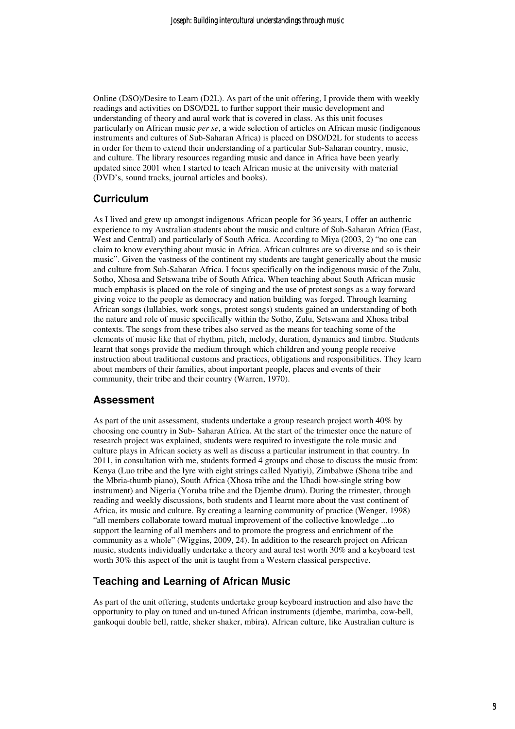Online (DSO)/Desire to Learn (D2L). As part of the unit offering, I provide them with weekly readings and activities on DSO/D2L to further support their music development and understanding of theory and aural work that is covered in class. As this unit focuses particularly on African music *per se*, a wide selection of articles on African music (indigenous instruments and cultures of Sub-Saharan Africa) is placed on DSO/D2L for students to access in order for them to extend their understanding of a particular Sub-Saharan country, music, and culture. The library resources regarding music and dance in Africa have been yearly updated since 2001 when I started to teach African music at the university with material (DVD's, sound tracks, journal articles and books).

## Curriculum

As I lived and grew up amongst indigenous African people for 36 years, I offer an authentic experience to my Australian students about the music and culture of Sub-Saharan Africa (East, West and Central) and particularly of South Africa. According to Miya (2003, 2) "no one can claim to know everything about music in Africa. African cultures are so diverse and so is their music". Given the vastness of the continent my students are taught generically about the music and culture from Sub-Saharan Africa. I focus specifically on the indigenous music of the Zulu, Sotho, Xhosa and Setswana tribe of South Africa. When teaching about South African music much emphasis is placed on the role of singing and the use of protest songs as a way forward giving voice to the people as democracy and nation building was forged. Through learning African songs (lullabies, work songs, protest songs) students gained an understanding of both the nature and role of music specifically within the Sotho, Zulu, Setswana and Xhosa tribal contexts. The songs from these tribes also served as the means for teaching some of the elements of music like that of rhythm, pitch, melody, duration, dynamics and timbre. Students learnt that songs provide the medium through which children and young people receive instruction about traditional customs and practices, obligations and responsibilities. They learn about members of their families, about important people, places and events of their community, their tribe and their country (Warren, 1970).

## Assessment

As part of the unit assessment, students undertake a group research project worth 40% by choosing one country in Sub- Saharan Africa. At the start of the trimester once the nature of research project was explained, students were required to investigate the role music and culture plays in African society as well as discuss a particular instrument in that country. In 2011, in consultation with me, students formed 4 groups and chose to discuss the music from: Kenya (Luo tribe and the lyre with eight strings called Nyatiyi), Zimbabwe (Shona tribe and the Mbria-thumb piano), South Africa (Xhosa tribe and the Uhadi bow-single string bow instrument) and Nigeria (Yoruba tribe and the Djembe drum). During the trimester, through reading and weekly discussions, both students and I learnt more about the vast continent of Africa, its music and culture. By creating a learning community of practice (Wenger, 1998) "all members collaborate toward mutual improvement of the collective knowledge ...to support the learning of all members and to promote the progress and enrichment of the community as a whole" (Wiggins, 2009, 24). In addition to the research project on African music, students individually undertake a theory and aural test worth 30% and a keyboard test worth 30% this aspect of the unit is taught from a Western classical perspective.

## Teaching and Learning of African Music

As part of the unit offering, students undertake group keyboard instruction and also have the opportunity to play on tuned and un-tuned African instruments (djembe, marimba, cow-bell, gankoqui double bell, rattle, sheker shaker, mbira). African culture, like Australian culture is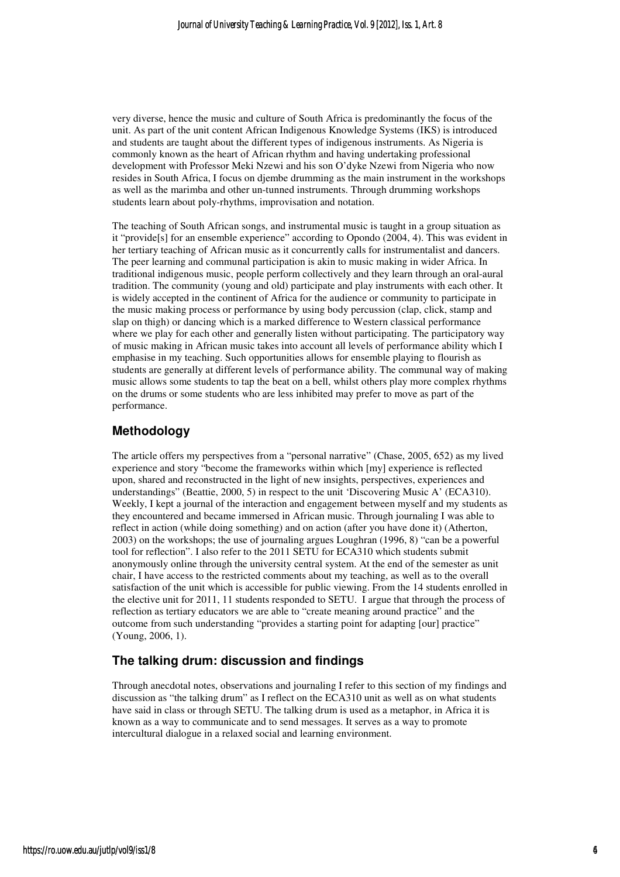very diverse, hence the music and culture of South Africa is predominantly the focus of the unit. As part of the unit content African Indigenous Knowledge Systems (IKS) is introduced and students are taught about the different types of indigenous instruments. As Nigeria is commonly known as the heart of African rhythm and having undertaking professional development with Professor Meki Nzewi and his son O'dyke Nzewi from Nigeria who now resides in South Africa, I focus on djembe drumming as the main instrument in the workshops as well as the marimba and other un-tunned instruments. Through drumming workshops students learn about poly-rhythms, improvisation and notation.

The teaching of South African songs, and instrumental music is taught in a group situation as it "provide[s] for an ensemble experience" according to Opondo (2004, 4). This was evident in her tertiary teaching of African music as it concurrently calls for instrumentalist and dancers. The peer learning and communal participation is akin to music making in wider Africa. In traditional indigenous music, people perform collectively and they learn through an oral-aural tradition. The community (young and old) participate and play instruments with each other. It is widely accepted in the continent of Africa for the audience or community to participate in the music making process or performance by using body percussion (clap, click, stamp and slap on thigh) or dancing which is a marked difference to Western classical performance where we play for each other and generally listen without participating. The participatory way of music making in African music takes into account all levels of performance ability which I emphasise in my teaching. Such opportunities allows for ensemble playing to flourish as students are generally at different levels of performance ability. The communal way of making music allows some students to tap the beat on a bell, whilst others play more complex rhythms on the drums or some students who are less inhibited may prefer to move as part of the performance.

## Methodology

The article offers my perspectives from a "personal narrative" (Chase, 2005, 652) as my lived experience and story "become the frameworks within which [my] experience is reflected upon, shared and reconstructed in the light of new insights, perspectives, experiences and understandings" (Beattie, 2000, 5) in respect to the unit 'Discovering Music A' (ECA310). Weekly, I kept a journal of the interaction and engagement between myself and my students as they encountered and became immersed in African music. Through journaling I was able to reflect in action (while doing something) and on action (after you have done it) (Atherton, 2003) on the workshops; the use of journaling argues Loughran (1996, 8) "can be a powerful tool for reflection". I also refer to the 2011 SETU for ECA310 which students submit anonymously online through the university central system. At the end of the semester as unit chair, I have access to the restricted comments about my teaching, as well as to the overall satisfaction of the unit which is accessible for public viewing. From the 14 students enrolled in the elective unit for 2011, 11 students responded to SETU. I argue that through the process of reflection as tertiary educators we are able to "create meaning around practice" and the outcome from such understanding "provides a starting point for adapting [our] practice" (Young, 2006, 1).

## The talking drum: discussion and findings

Through anecdotal notes, observations and journaling I refer to this section of my findings and discussion as "the talking drum" as I reflect on the ECA310 unit as well as on what students have said in class or through SETU. The talking drum is used as a metaphor, in Africa it is known as a way to communicate and to send messages. It serves as a way to promote intercultural dialogue in a relaxed social and learning environment.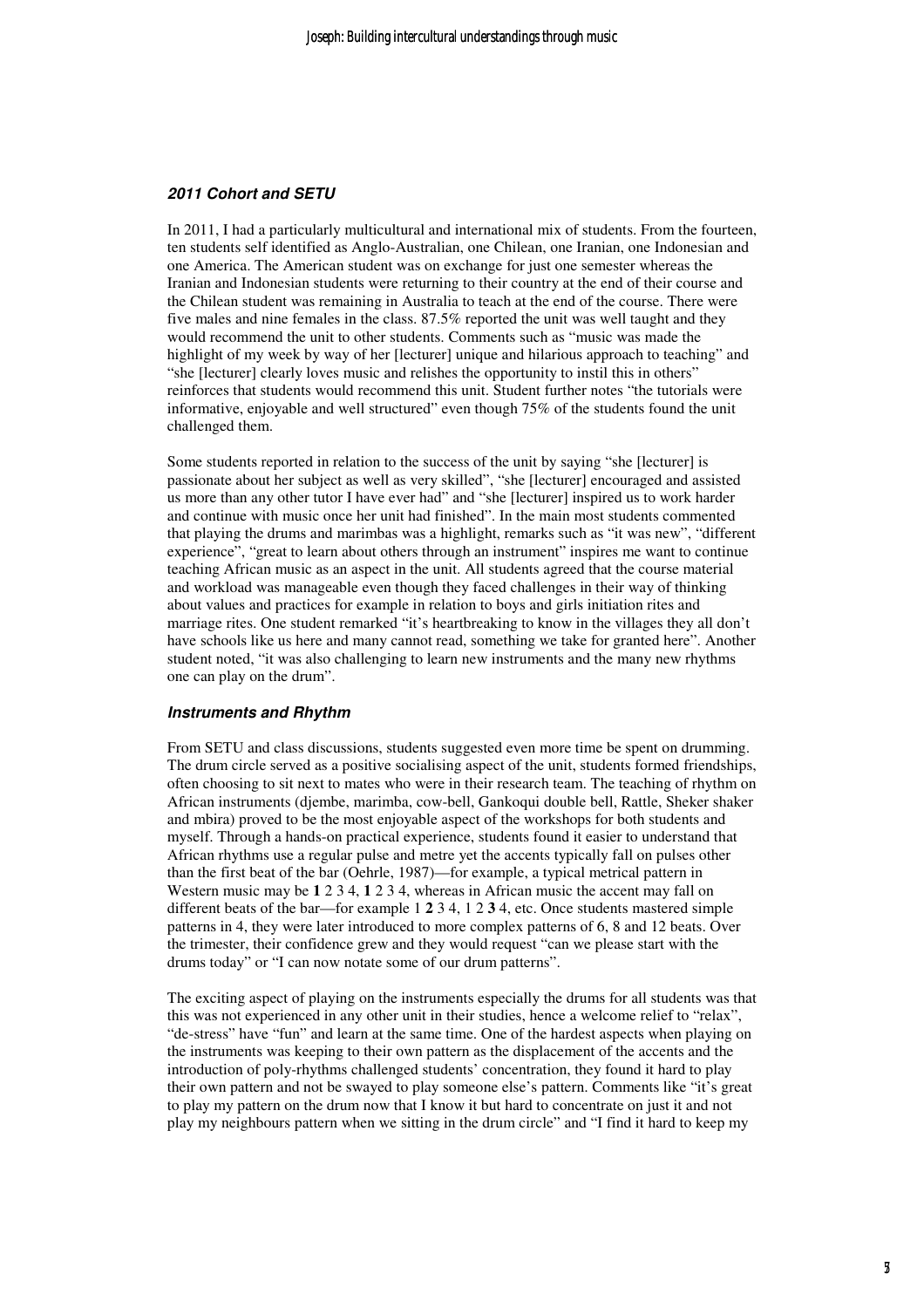### *2011 Cohort and SETU*

In 2011, I had a particularly multicultural and international mix of students. From the fourteen, ten students self identified as Anglo-Australian, one Chilean, one Iranian, one Indonesian and one America. The American student was on exchange for just one semester whereas the Iranian and Indonesian students were returning to their country at the end of their course and the Chilean student was remaining in Australia to teach at the end of the course. There were five males and nine females in the class. 87.5% reported the unit was well taught and they would recommend the unit to other students. Comments such as "music was made the highlight of my week by way of her [lecturer] unique and hilarious approach to teaching" and "she [lecturer] clearly loves music and relishes the opportunity to instil this in others" reinforces that students would recommend this unit. Student further notes "the tutorials were informative, enjoyable and well structured" even though 75% of the students found the unit challenged them.

Some students reported in relation to the success of the unit by saying "she [lecturer] is passionate about her subject as well as very skilled", "she [lecturer] encouraged and assisted us more than any other tutor I have ever had" and "she [lecturer] inspired us to work harder and continue with music once her unit had finished". In the main most students commented that playing the drums and marimbas was a highlight, remarks such as "it was new", "different experience", "great to learn about others through an instrument" inspires me want to continue teaching African music as an aspect in the unit. All students agreed that the course material and workload was manageable even though they faced challenges in their way of thinking about values and practices for example in relation to boys and girls initiation rites and marriage rites. One student remarked "it's heartbreaking to know in the villages they all don't have schools like us here and many cannot read, something we take for granted here". Another student noted, "it was also challenging to learn new instruments and the many new rhythms one can play on the drum".

### *Instruments and Rhythm*

From SETU and class discussions, students suggested even more time be spent on drumming. The drum circle served as a positive socialising aspect of the unit, students formed friendships, often choosing to sit next to mates who were in their research team. The teaching of rhythm on African instruments (djembe, marimba, cow-bell, Gankoqui double bell, Rattle, Sheker shaker and mbira) proved to be the most enjoyable aspect of the workshops for both students and myself. Through a hands-on practical experience, students found it easier to understand that African rhythms use a regular pulse and metre yet the accents typically fall on pulses other than the first beat of the bar (Oehrle, 1987)—for example, a typical metrical pattern in Western music may be **1** 2 3 4, **1** 2 3 4, whereas in African music the accent may fall on different beats of the bar—for example 1 **2** 3 4, 1 2 **3** 4, etc. Once students mastered simple patterns in 4, they were later introduced to more complex patterns of 6, 8 and 12 beats. Over the trimester, their confidence grew and they would request "can we please start with the drums today" or "I can now notate some of our drum patterns".

The exciting aspect of playing on the instruments especially the drums for all students was that this was not experienced in any other unit in their studies, hence a welcome relief to "relax", "de-stress" have "fun" and learn at the same time. One of the hardest aspects when playing on the instruments was keeping to their own pattern as the displacement of the accents and the introduction of poly-rhythms challenged students' concentration, they found it hard to play their own pattern and not be swayed to play someone else's pattern. Comments like "it's great to play my pattern on the drum now that I know it but hard to concentrate on just it and not play my neighbours pattern when we sitting in the drum circle" and "I find it hard to keep my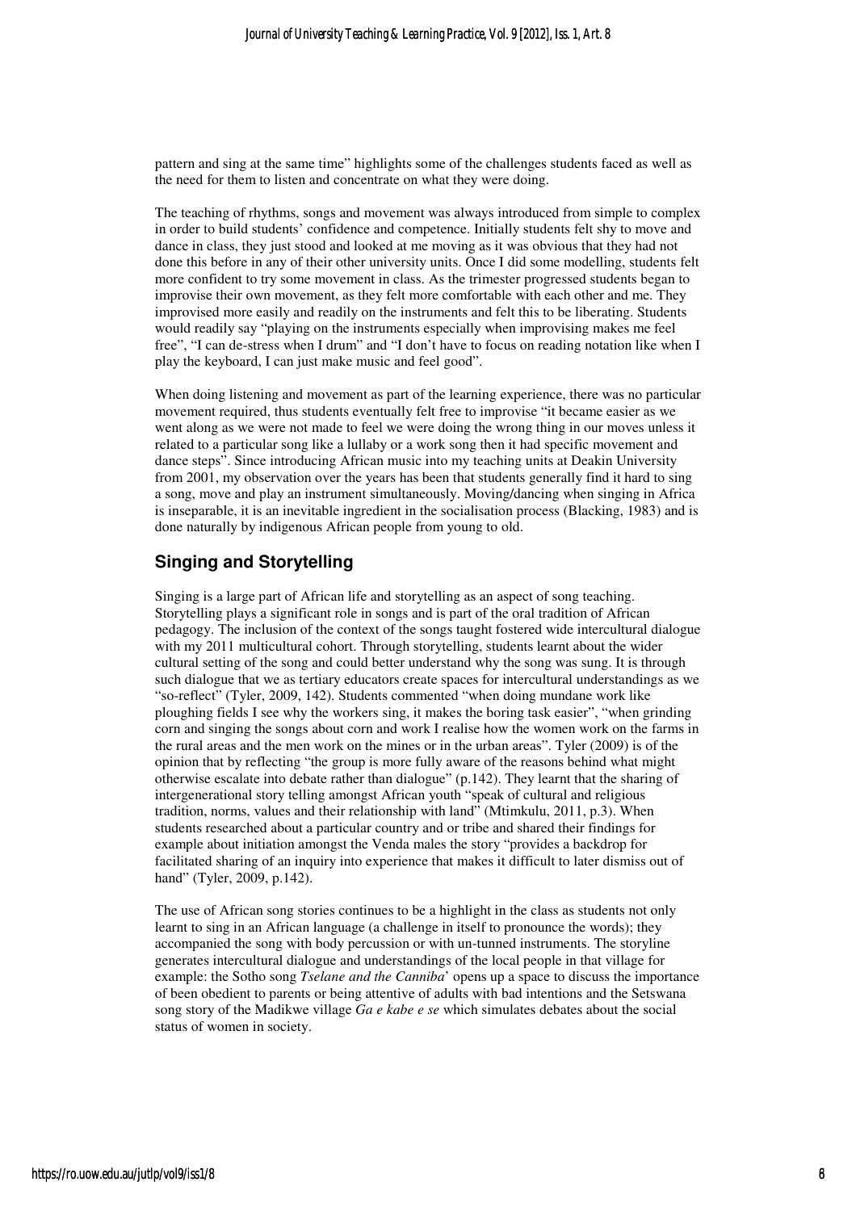pattern and sing at the same time" highlights some of the challenges students faced as well as the need for them to listen and concentrate on what they were doing.

The teaching of rhythms, songs and movement was always introduced from simple to complex in order to build students' confidence and competence. Initially students felt shy to move and dance in class, they just stood and looked at me moving as it was obvious that they had not done this before in any of their other university units. Once I did some modelling, students felt more confident to try some movement in class. As the trimester progressed students began to improvise their own movement, as they felt more comfortable with each other and me. They improvised more easily and readily on the instruments and felt this to be liberating. Students would readily say "playing on the instruments especially when improvising makes me feel free", "I can de-stress when I drum" and "I don't have to focus on reading notation like when I play the keyboard, I can just make music and feel good".

When doing listening and movement as part of the learning experience, there was no particular movement required, thus students eventually felt free to improvise "it became easier as we went along as we were not made to feel we were doing the wrong thing in our moves unless it related to a particular song like a lullaby or a work song then it had specific movement and dance steps". Since introducing African music into my teaching units at Deakin University from 2001, my observation over the years has been that students generally find it hard to sing a song, move and play an instrument simultaneously. Moving/dancing when singing in Africa is inseparable, it is an inevitable ingredient in the socialisation process (Blacking, 1983) and is done naturally by indigenous African people from young to old.

## Singing and Storytelling

Singing is a large part of African life and storytelling as an aspect of song teaching. Storytelling plays a significant role in songs and is part of the oral tradition of African pedagogy. The inclusion of the context of the songs taught fostered wide intercultural dialogue with my 2011 multicultural cohort. Through storytelling, students learnt about the wider cultural setting of the song and could better understand why the song was sung. It is through such dialogue that we as tertiary educators create spaces for intercultural understandings as we "so-reflect" (Tyler, 2009, 142). Students commented "when doing mundane work like ploughing fields I see why the workers sing, it makes the boring task easier", "when grinding corn and singing the songs about corn and work I realise how the women work on the farms in the rural areas and the men work on the mines or in the urban areas". Tyler (2009) is of the opinion that by reflecting "the group is more fully aware of the reasons behind what might otherwise escalate into debate rather than dialogue" (p.142). They learnt that the sharing of intergenerational story telling amongst African youth "speak of cultural and religious tradition, norms, values and their relationship with land" (Mtimkulu, 2011, p.3). When students researched about a particular country and or tribe and shared their findings for example about initiation amongst the Venda males the story "provides a backdrop for facilitated sharing of an inquiry into experience that makes it difficult to later dismiss out of hand" (Tyler, 2009, p.142).

The use of African song stories continues to be a highlight in the class as students not only learnt to sing in an African language (a challenge in itself to pronounce the words); they accompanied the song with body percussion or with un-tunned instruments. The storyline generates intercultural dialogue and understandings of the local people in that village for example: the Sotho song *Tselane and the Canniba*' opens up a space to discuss the importance of been obedient to parents or being attentive of adults with bad intentions and the Setswana song story of the Madikwe village *Ga e kabe e se* which simulates debates about the social status of women in society.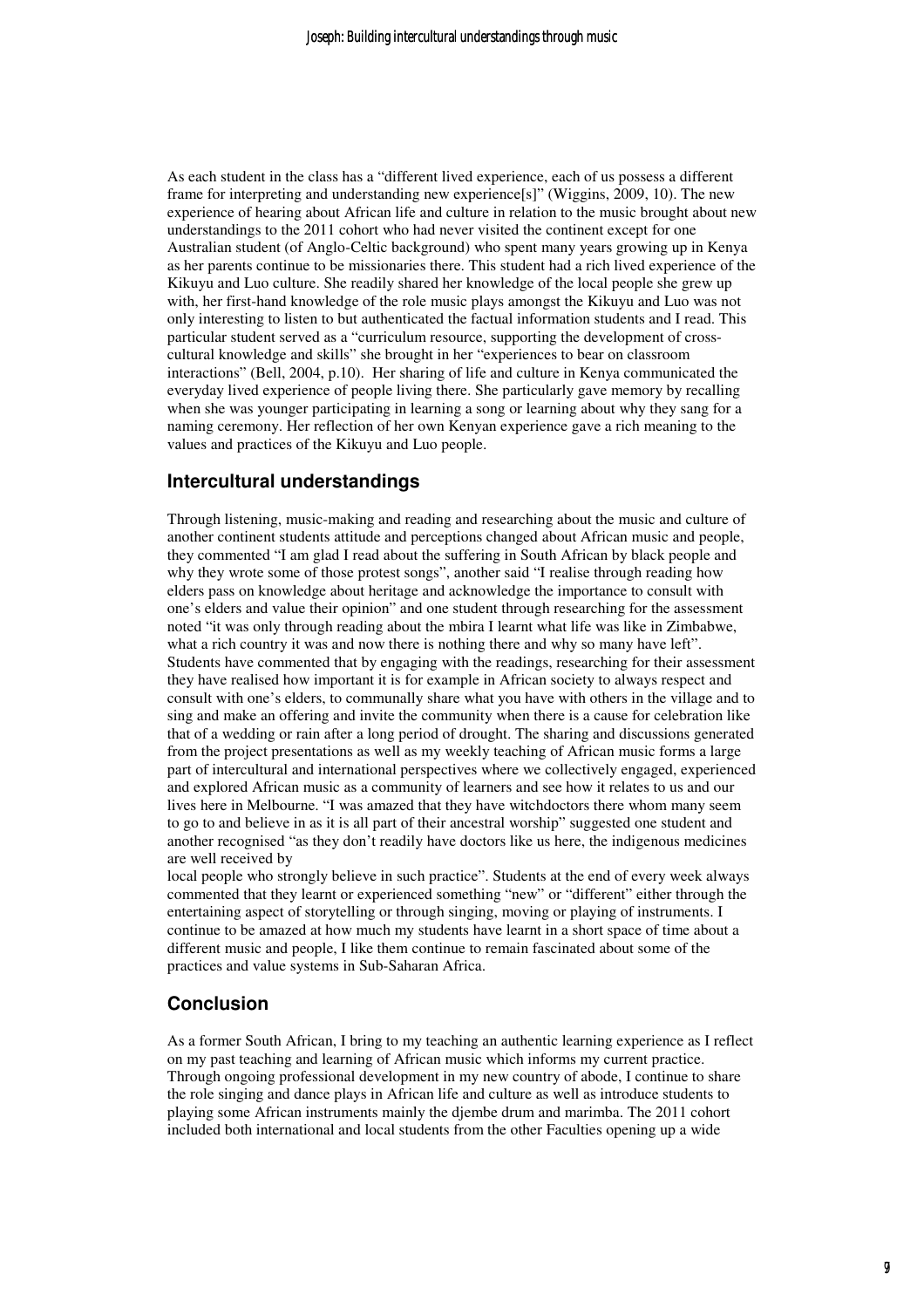As each student in the class has a "different lived experience, each of us possess a different frame for interpreting and understanding new experience[s]" (Wiggins, 2009, 10). The new experience of hearing about African life and culture in relation to the music brought about new understandings to the 2011 cohort who had never visited the continent except for one Australian student (of Anglo-Celtic background) who spent many years growing up in Kenya as her parents continue to be missionaries there. This student had a rich lived experience of the Kikuyu and Luo culture. She readily shared her knowledge of the local people she grew up with, her first-hand knowledge of the role music plays amongst the Kikuyu and Luo was not only interesting to listen to but authenticated the factual information students and I read. This particular student served as a "curriculum resource, supporting the development of cross-cultural knowledge and skills" she brought in her "experiences to bear on classroom interactions" (Bell, 2004, p.10). Her sharing of life and culture in Kenya communicated the everyday lived experience of people living there. She particularly gave memory by recalling when she was younger participating in learning a song or learning about why they sang for a naming ceremony. Her reflection of her own Kenyan experience gave a rich meaning to the values and practices of the Kikuyu and Luo people.

## Intercultural understandings

Through listening, music-making and reading and researching about the music and culture of another continent students attitude and perceptions changed about African music and people, they commented "I am glad I read about the suffering in South African by black people and why they wrote some of those protest songs", another said "I realise through reading how elders pass on knowledge about heritage and acknowledge the importance to consult with one's elders and value their opinion" and one student through researching for the assessment noted "it was only through reading about the mbira I learnt what life was like in Zimbabwe, what a rich country it was and now there is nothing there and why so many have left". Students have commented that by engaging with the readings, researching for their assessment they have realised how important it is for example in African society to always respect and consult with one's elders, to communally share what you have with others in the village and to sing and make an offering and invite the community when there is a cause for celebration like that of a wedding or rain after a long period of drought. The sharing and discussions generated from the project presentations as well as my weekly teaching of African music forms a large part of intercultural and international perspectives where we collectively engaged, experienced and explored African music as a community of learners and see how it relates to us and our lives here in Melbourne. "I was amazed that they have witchdoctors there whom many seem to go to and believe in as it is all part of their ancestral worship" suggested one student and another recognised "as they don't readily have doctors like us here, the indigenous medicines are well received by local people who strongly believe in such practice". Students at the end of every week always commented that they learnt or experienced something "new" or "different" either through the entertaining aspect of storytelling or through singing, moving or playing of instruments. I continue to be amazed at how much my students have learnt in a short space of time about a different music and people, I like them continue to remain fascinated about some of the practices and value systems in Sub-Saharan Africa.

## Conclusion

As a former South African, I bring to my teaching an authentic learning experience as I reflect on my past teaching and learning of African music which informs my current practice. Through ongoing professional development in my new country of abode, I continue to share the role singing and dance plays in African life and culture as well as introduce students to playing some African instruments mainly the djembe drum and marimba. The 2011 cohort included both international and local students from the other Faculties opening up a wide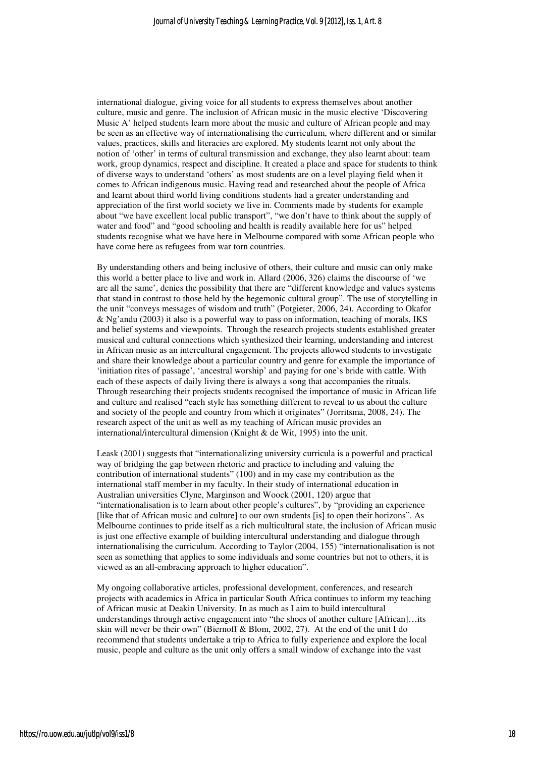international dialogue, giving voice for all students to express themselves about another culture, music and genre. The inclusion of African music in the music elective 'Discovering Music A' helped students learn more about the music and culture of African people and may be seen as an effective way of internationalising the curriculum, where different and or similar values, practices, skills and literacies are explored. My students learnt not only about the notion of 'other' in terms of cultural transmission and exchange, they also learnt about: team work, group dynamics, respect and discipline. It created a place and space for students to think of diverse ways to understand 'others' as most students are on a level playing field when it comes to African indigenous music. Having read and researched about the people of Africa and learnt about third world living conditions students had a greater understanding and appreciation of the first world society we live in. Comments made by students for example about "we have excellent local public transport", "we don't have to think about the supply of water and food" and "good schooling and health is readily available here for us" helped students recognise what we have here in Melbourne compared with some African people who have come here as refugees from war torn countries.

By understanding others and being inclusive of others, their culture and music can only make this world a better place to live and work in. Allard (2006, 326) claims the discourse of 'we are all the same', denies the possibility that there are "different knowledge and values systems that stand in contrast to those held by the hegemonic cultural group". The use of storytelling in the unit "conveys messages of wisdom and truth" (Potgieter, 2006, 24). According to Okafor & Ng'andu (2003) it also is a powerful way to pass on information, teaching of morals, IKS and belief systems and viewpoints. Through the research projects students established greater musical and cultural connections which synthesized their learning, understanding and interest in African music as an intercultural engagement. The projects allowed students to investigate and share their knowledge about a particular country and genre for example the importance of 'initiation rites of passage', 'ancestral worship' and paying for one's bride with cattle. With each of these aspects of daily living there is always a song that accompanies the rituals. Through researching their projects students recognised the importance of music in African life and culture and realised "each style has something different to reveal to us about the culture and society of the people and country from which it originates" (Jorritsma, 2008, 24). The research aspect of the unit as well as my teaching of African music provides an international/intercultural dimension (Knight & de Wit, 1995) into the unit.

Leask (2001) suggests that "internationalizing university curricula is a powerful and practical way of bridging the gap between rhetoric and practice to including and valuing the contribution of international students" (100) and in my case my contribution as the international staff member in my faculty. In their study of international education in Australian universities Clyne, Marginson and Woock (2001, 120) argue that "internationalisation is to learn about other people's cultures", by "providing an experience [like that of African music and culture] to our own students [is] to open their horizons". As Melbourne continues to pride itself as a rich multicultural state, the inclusion of African music is just one effective example of building intercultural understanding and dialogue through internationalising the curriculum. According to Taylor (2004, 155) "internationalisation is not seen as something that applies to some individuals and some countries but not to others, it is viewed as an all-embracing approach to higher education".

My ongoing collaborative articles, professional development, conferences, and research projects with academics in Africa in particular South Africa continues to inform my teaching of African music at Deakin University. In as much as I aim to build intercultural understandings through active engagement into "the shoes of another culture [African]…its skin will never be their own" (Biernoff & Blom, 2002, 27). At the end of the unit I do recommend that students undertake a trip to Africa to fully experience and explore the local music, people and culture as the unit only offers a small window of exchange into the vast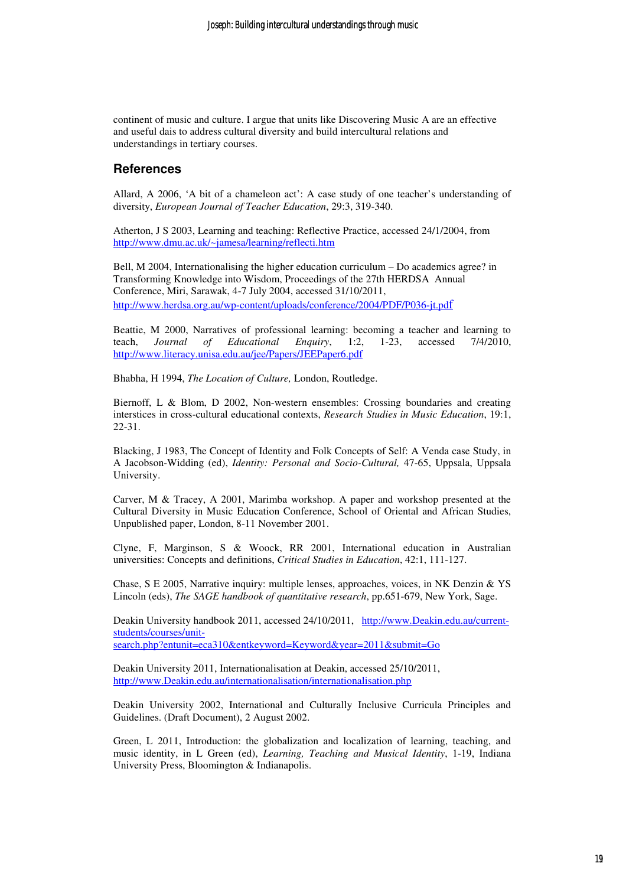continent of music and culture. I argue that units like Discovering Music A are an effective and useful dais to address cultural diversity and build intercultural relations and understandings in tertiary courses.

## References

Allard, A 2006, 'A bit of a chameleon act': A case study of one teacher's understanding of diversity, *European Journal of Teacher Education*, 29:3, 319-340.

Atherton, J S 2003, Learning and teaching: Reflective Practice, accessed 24/1/2004, from http://www.dmu.ac.uk/~jamesa/learning/reflecti.htm

Bell, M 2004, Internationalising the higher education curriculum – Do academics agree? in Transforming Knowledge into Wisdom, Proceedings of the 27th HERDSA Annual Conference, Miri, Sarawak, 4-7 July 2004, accessed 31/10/2011, http://www.herdsa.org.au/wp-content/uploads/conference/2004/PDF/P036-jt.pdf

Beattie, M 2000, Narratives of professional learning: becoming a teacher and learning to teach, *Journal of Educational Enquiry*, 1:2, 1-23, accessed 7/4/2010, http://www.literacy.unisa.edu.au/jee/Papers/JEEPaper6.pdf

Bhabha, H 1994, *The Location of Culture,* London, Routledge.

Biernoff, L & Blom, D 2002, Non-western ensembles: Crossing boundaries and creating interstices in cross-cultural educational contexts, *Research Studies in Music Education*, 19:1, 22-31.

Blacking, J 1983, The Concept of Identity and Folk Concepts of Self: A Venda case Study, in A Jacobson-Widding (ed), *Identity: Personal and Socio-Cultural,* 47-65, Uppsala, Uppsala University.

Carver, M & Tracey, A 2001, Marimba workshop. A paper and workshop presented at the Cultural Diversity in Music Education Conference, School of Oriental and African Studies, Unpublished paper, London, 8-11 November 2001.

Clyne, F, Marginson, S & Woock, RR 2001, International education in Australian universities: Concepts and definitions, *Critical Studies in Education*, 42:1, 111-127.

Chase, S E 2005, Narrative inquiry: multiple lenses, approaches, voices, in NK Denzin & YS Lincoln (eds), *The SAGE handbook of quantitative research*, pp.651-679, New York, Sage.

Deakin University handbook 2011, accessed 24/10/2011, http://www.Deakin.edu.au/current-students/courses/unit-search.php?entunit=eca310&entkeyword=Keyword&year=2011&submit=Go

Deakin University 2011, Internationalisation at Deakin, accessed 25/10/2011, http://www.Deakin.edu.au/internationalisation/internationalisation.php

Deakin University 2002, International and Culturally Inclusive Curricula Principles and Guidelines. (Draft Document), 2 August 2002.

Green, L 2011, Introduction: the globalization and localization of learning, teaching, and music identity, in L Green (ed), *Learning, Teaching and Musical Identity*, 1-19, Indiana University Press, Bloomington & Indianapolis.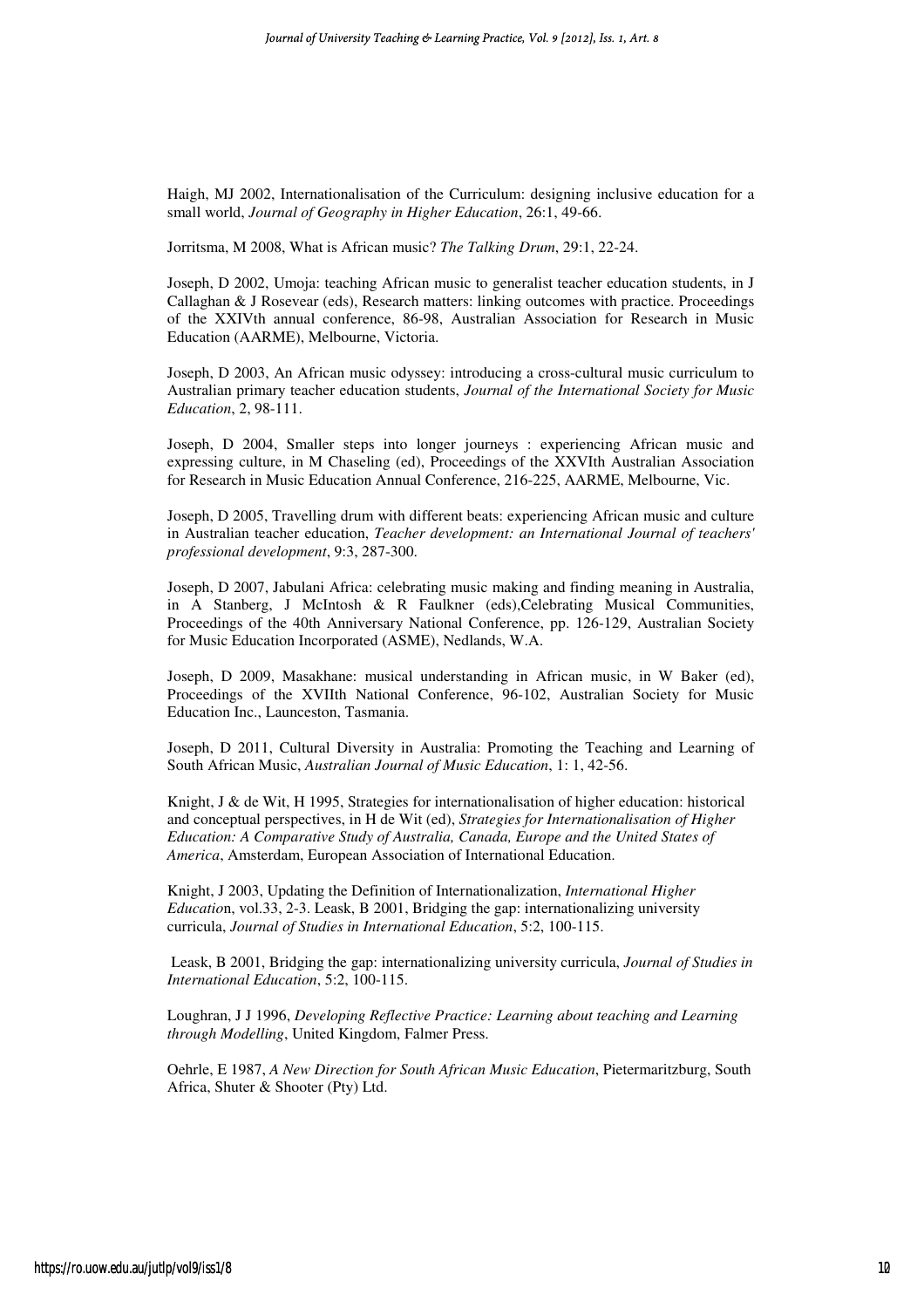Haigh, MJ 2002, Internationalisation of the Curriculum: designing inclusive education for a small world, *Journal of Geography in Higher Education*, 26:1, 49-66.

Jorritsma, M 2008, What is African music? *The Talking Drum*, 29:1, 22-24.

Joseph, D 2002, Umoja: teaching African music to generalist teacher education students, in J Callaghan & J Rosevear (eds), Research matters: linking outcomes with practice. Proceedings of the XXIVth annual conference, 86-98, Australian Association for Research in Music Education (AARME), Melbourne, Victoria.

Joseph, D 2003, An African music odyssey: introducing a cross-cultural music curriculum to Australian primary teacher education students, *Journal of the International Society for Music Education*, 2, 98-111.

Joseph, D 2004, Smaller steps into longer journeys : experiencing African music and expressing culture, in M Chaseling (ed), Proceedings of the XXVIth Australian Association for Research in Music Education Annual Conference, 216-225, AARME, Melbourne, Vic.

Joseph, D 2005, Travelling drum with different beats: experiencing African music and culture in Australian teacher education, *Teacher development: an International Journal of teachers' professional development*, 9:3, 287-300.

Joseph, D 2007, Jabulani Africa: celebrating music making and finding meaning in Australia, in A Stanberg, J McIntosh & R Faulkner (eds),Celebrating Musical Communities, Proceedings of the 40th Anniversary National Conference, pp. 126-129, Australian Society for Music Education Incorporated (ASME), Nedlands, W.A.

Joseph, D 2009, Masakhane: musical understanding in African music, in W Baker (ed), Proceedings of the XVIIth National Conference, 96-102, Australian Society for Music Education Inc., Launceston, Tasmania.

Joseph, D 2011, Cultural Diversity in Australia: Promoting the Teaching and Learning of South African Music, *Australian Journal of Music Education*, 1: 1, 42-56.

Knight, J & de Wit, H 1995, Strategies for internationalisation of higher education: historical and conceptual perspectives, in H de Wit (ed), *Strategies for Internationalisation of Higher Education: A Comparative Study of Australia, Canada, Europe and the United States of America*, Amsterdam, European Association of International Education.

Knight, J 2003, Updating the Definition of Internationalization, *International Higher Educatio*n, vol.33, 2-3. Leask, B 2001, Bridging the gap: internationalizing university curricula, *Journal of Studies in International Education*, 5:2, 100-115.

Leask, B 2001, Bridging the gap: internationalizing university curricula, *Journal of Studies in International Education*, 5:2, 100-115.

Loughran, J J 1996, *Developing Reflective Practice: Learning about teaching and Learning through Modelling*, United Kingdom, Falmer Press.

Oehrle, E 1987, *A New Direction for South African Music Education*, Pietermaritzburg, South Africa, Shuter & Shooter (Pty) Ltd.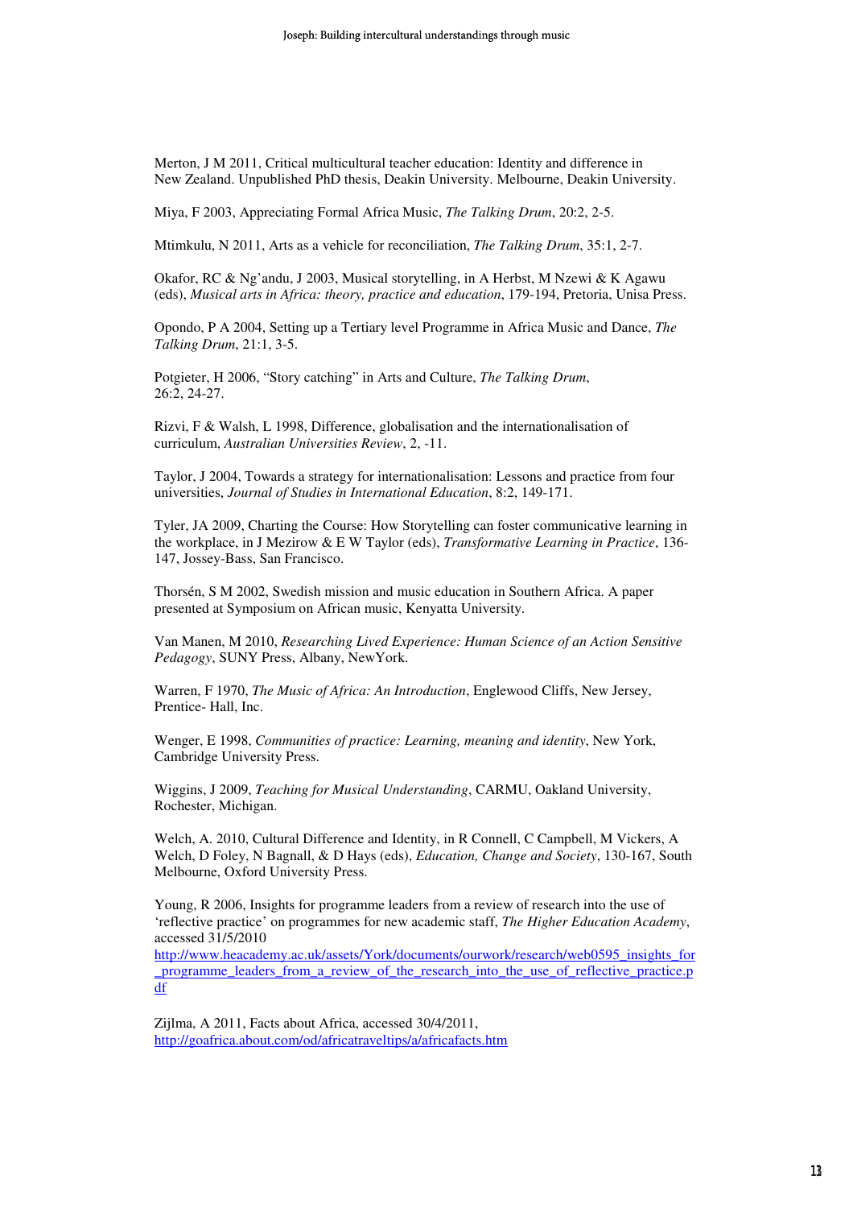Merton, J M 2011, Critical multicultural teacher education: Identity and difference in New Zealand. Unpublished PhD thesis, Deakin University. Melbourne, Deakin University.

Miya, F 2003, Appreciating Formal Africa Music, *The Talking Drum*, 20:2, 2-5.

Mtimkulu, N 2011, Arts as a vehicle for reconciliation, *The Talking Drum*, 35:1, 2-7.

Okafor, RC & Ng'andu, J 2003, Musical storytelling, in A Herbst, M Nzewi & K Agawu (eds), *Musical arts in Africa: theory, practice and education*, 179-194, Pretoria, Unisa Press.

Opondo, P A 2004, Setting up a Tertiary level Programme in Africa Music and Dance, *The Talking Drum*, 21:1, 3-5.

Potgieter, H 2006, "Story catching" in Arts and Culture, *The Talking Drum*, 26:2, 24-27.

Rizvi, F & Walsh, L 1998, Difference, globalisation and the internationalisation of curriculum, *Australian Universities Review*, 2, -11.

Taylor, J 2004, Towards a strategy for internationalisation: Lessons and practice from four universities, *Journal of Studies in International Education*, 8:2, 149-171.

Tyler, JA 2009, Charting the Course: How Storytelling can foster communicative learning in the workplace, in J Mezirow & E W Taylor (eds), *Transformative Learning in Practice*, 136-147, Jossey-Bass, San Francisco.

Thorsén, S M 2002, Swedish mission and music education in Southern Africa. A paper presented at Symposium on African music, Kenyatta University.

Van Manen, M 2010, *Researching Lived Experience: Human Science of an Action Sensitive Pedagogy*, SUNY Press, Albany, NewYork.

Warren, F 1970, *The Music of Africa: An Introduction*, Englewood Cliffs, New Jersey, Prentice- Hall, Inc.

Wenger, E 1998, *Communities of practice: Learning, meaning and identity*, New York, Cambridge University Press.

Wiggins, J 2009, *Teaching for Musical Understanding*, CARMU, Oakland University, Rochester, Michigan.

Welch, A. 2010, Cultural Difference and Identity, in R Connell, C Campbell, M Vickers, A Welch, D Foley, N Bagnall, & D Hays (eds), *Education, Change and Society*, 130-167, South Melbourne, Oxford University Press.

Young, R 2006, Insights for programme leaders from a review of research into the use of 'reflective practice' on programmes for new academic staff, *The Higher Education Academy*, accessed 31/5/2010
http://www.heacademy.ac.uk/assets/York/documents/ourwork/research/web0595_insights_for_programme_leaders_from_a_review_of_the_research_into_the_use_of_reflective_practice.pdf

Zijlma, A 2011, Facts about Africa, accessed 30/4/2011,
http://goafrica.about.com/od/africatraveltips/a/africafacts.htm